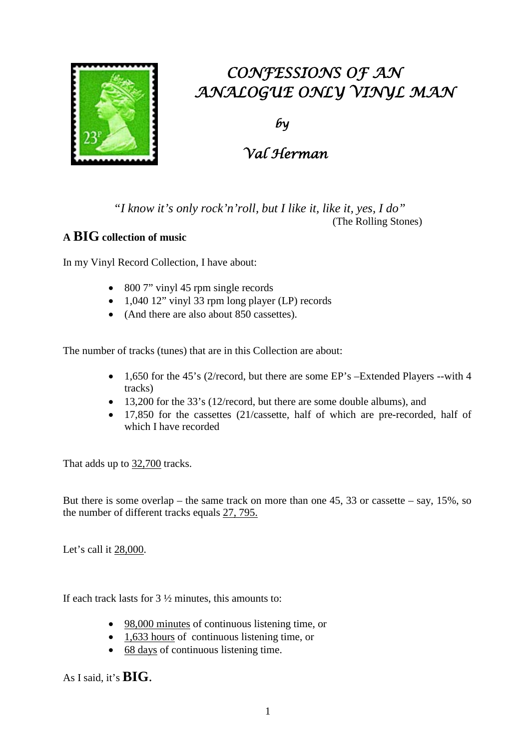# *CONFESSIONS OF AN ANALOGUE ONLY VINYL MAN*

*by*

*Val Herman*

*"I know it's only rock'n'roll, but I like it, like it, yes, I do"*
(The Rolling Stones)

## A **BIG** collection of music

In my Vinyl Record Collection, I have about:

- 800 7" vinyl 45 rpm single records
- 1,040 12" vinyl 33 rpm long player (LP) records
- (And there are also about 850 cassettes).

The number of tracks (tunes) that are in this Collection are about:

- 1,650 for the 45's (2/record, but there are some EP's –Extended Players --with 4 tracks)
- 13,200 for the 33's (12/record, but there are some double albums), and
- 17,850 for the cassettes (21/cassette, half of which are pre-recorded, half of which I have recorded

That adds up to 32,700 tracks.

But there is some overlap – the same track on more than one 45, 33 or cassette – say, 15%, so the number of different tracks equals 27, 795.

Let's call it 28,000.

If each track lasts for 3 ½ minutes, this amounts to:

- 98,000 minutes of continuous listening time, or
- 1,633 hours of continuous listening time, or
- 68 days of continuous listening time.

As I said, it's **BIG**.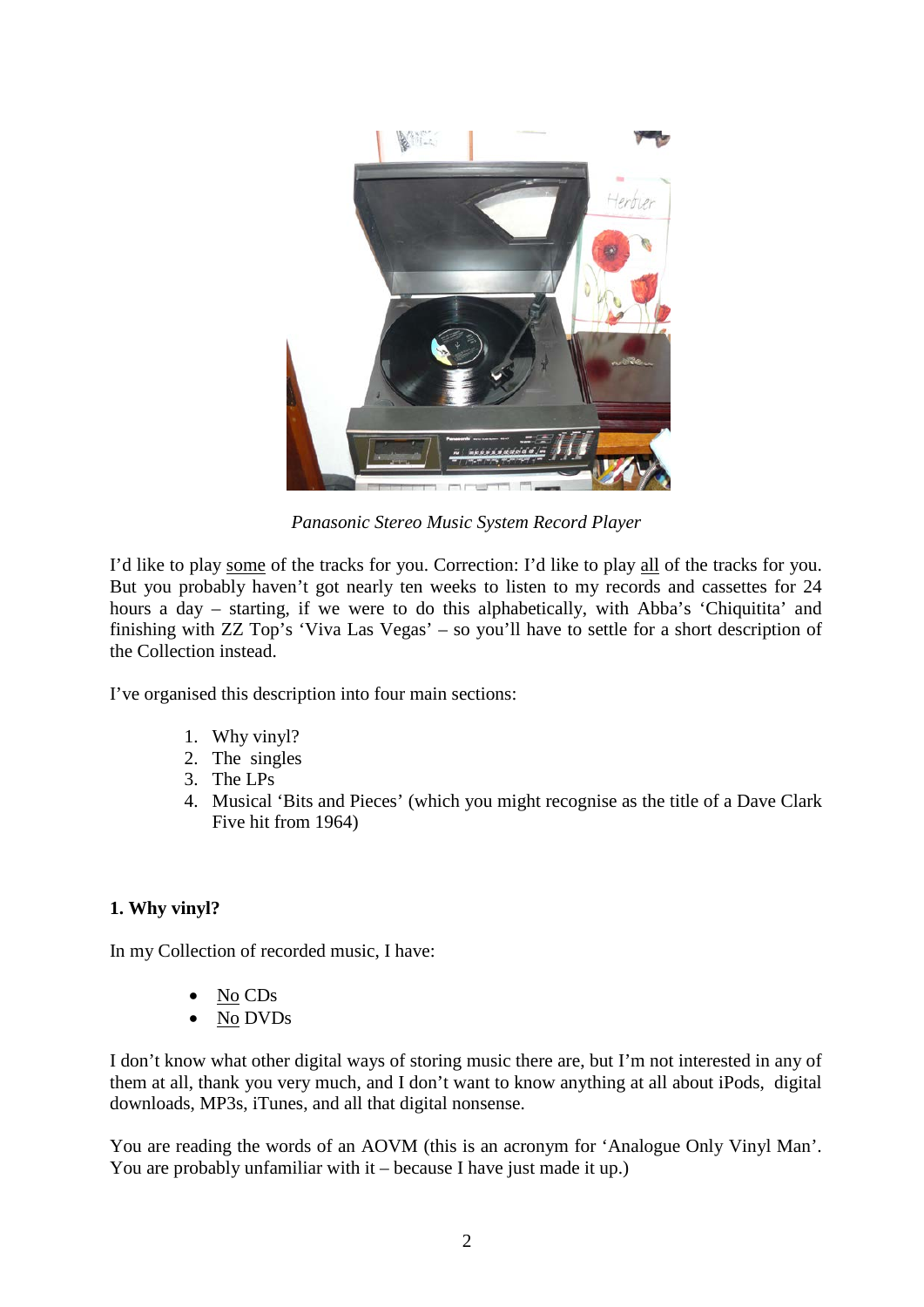*Panasonic Stereo Music System Record Player*

I'd like to play <u>some</u> of the tracks for you. Correction: I'd like to play <u>all</u> of the tracks for you. But you probably haven't got nearly ten weeks to listen to my records and cassettes for 24 hours a day – starting, if we were to do this alphabetically, with Abba's 'Chiquitita' and finishing with ZZ Top's 'Viva Las Vegas' – so you'll have to settle for a short description of the Collection instead.

I've organised this description into four main sections:

1. Why vinyl?
2. The singles
3. The LPs
4. Musical 'Bits and Pieces' (which you might recognise as the title of a Dave Clark Five hit from 1964)

**1. Why vinyl?**

In my Collection of recorded music, I have:

- <u>No</u> CDs
- <u>No</u> DVDs

I don't know what other digital ways of storing music there are, but I'm not interested in any of them at all, thank you very much, and I don't want to know anything at all about iPods, digital downloads, MP3s, iTunes, and all that digital nonsense.

You are reading the words of an AOVM (this is an acronym for 'Analogue Only Vinyl Man'. You are probably unfamiliar with it – because I have just made it up.)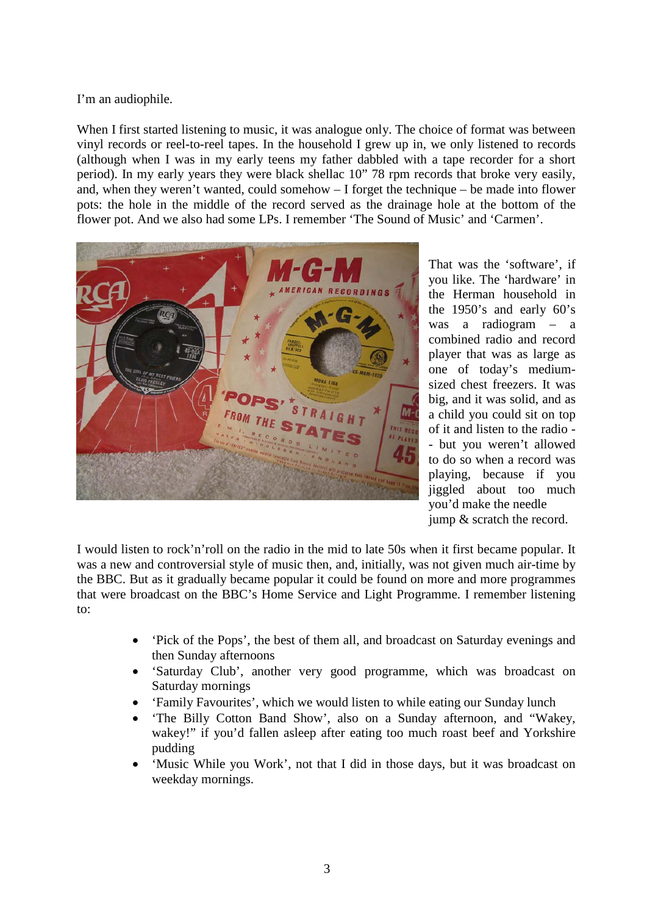I'm an audiophile.

When I first started listening to music, it was analogue only. The choice of format was between vinyl records or reel-to-reel tapes. In the household I grew up in, we only listened to records (although when I was in my early teens my father dabbled with a tape recorder for a short period). In my early years they were black shellac 10" 78 rpm records that broke very easily, and, when they weren't wanted, could somehow – I forget the technique – be made into flower pots: the hole in the middle of the record served as the drainage hole at the bottom of the flower pot. And we also had some LPs. I remember 'The Sound of Music' and 'Carmen'.

That was the 'software', if you like. The 'hardware' in the Herman household in the 1950's and early 60's was a radiogram – a combined radio and record player that was as large as one of today's medium-sized chest freezers. It was big, and it was solid, and as a child you could sit on top of it and listen to the radio -- but you weren't allowed to do so when a record was playing, because if you jiggled about too much you'd make the needle jump & scratch the record.

I would listen to rock'n'roll on the radio in the mid to late 50s when it first became popular. It was a new and controversial style of music then, and, initially, was not given much air-time by the BBC. But as it gradually became popular it could be found on more and more programmes that were broadcast on the BBC's Home Service and Light Programme. I remember listening to:

- 'Pick of the Pops', the best of them all, and broadcast on Saturday evenings and then Sunday afternoons
- 'Saturday Club', another very good programme, which was broadcast on Saturday mornings
- 'Family Favourites', which we would listen to while eating our Sunday lunch
- 'The Billy Cotton Band Show', also on a Sunday afternoon, and "Wakey, wakey!" if you'd fallen asleep after eating too much roast beef and Yorkshire pudding
- 'Music While you Work', not that I did in those days, but it was broadcast on weekday mornings.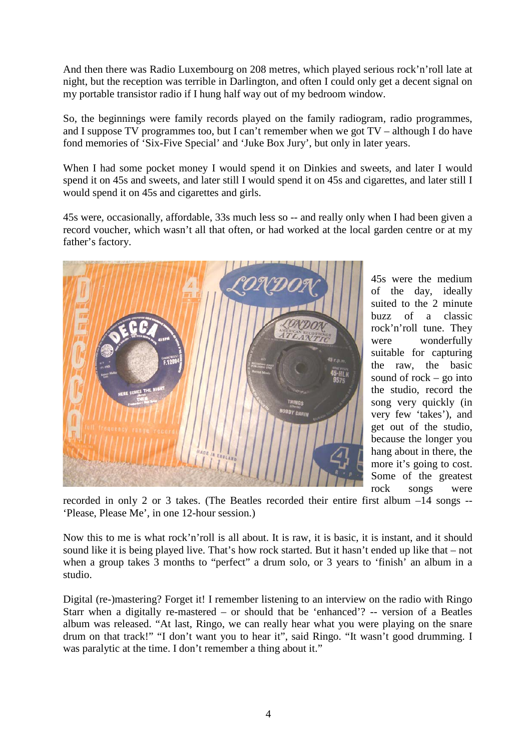And then there was Radio Luxembourg on 208 metres, which played serious rock'n'roll late at night, but the reception was terrible in Darlington, and often I could only get a decent signal on my portable transistor radio if I hung half way out of my bedroom window.

So, the beginnings were family records played on the family radiogram, radio programmes, and I suppose TV programmes too, but I can't remember when we got TV – although I do have fond memories of 'Six-Five Special' and 'Juke Box Jury', but only in later years.

When I had some pocket money I would spend it on Dinkies and sweets, and later I would spend it on 45s and sweets, and later still I would spend it on 45s and cigarettes, and later still I would spend it on 45s and cigarettes and girls.

45s were, occasionally, affordable, 33s much less so -- and really only when I had been given a record voucher, which wasn't all that often, or had worked at the local garden centre or at my father's factory.

45s were the medium of the day, ideally suited to the 2 minute buzz of a classic rock'n'roll tune. They were wonderfully suitable for capturing the raw, the basic sound of rock – go into the studio, record the song very quickly (in very few 'takes'), and get out of the studio, because the longer you hang about in there, the more it's going to cost. Some of the greatest rock songs were recorded in only 2 or 3 takes. (The Beatles recorded their entire first album –14 songs -- 'Please, Please Me', in one 12-hour session.)

Now this to me is what rock'n'roll is all about. It is raw, it is basic, it is instant, and it should sound like it is being played live. That's how rock started. But it hasn't ended up like that – not when a group takes 3 months to "perfect" a drum solo, or 3 years to 'finish' an album in a studio.

Digital (re-)mastering? Forget it! I remember listening to an interview on the radio with Ringo Starr when a digitally re-mastered – or should that be 'enhanced'? -- version of a Beatles album was released. "At last, Ringo, we can really hear what you were playing on the snare drum on that track!" "I don't want you to hear it", said Ringo. "It wasn't good drumming. I was paralytic at the time. I don't remember a thing about it."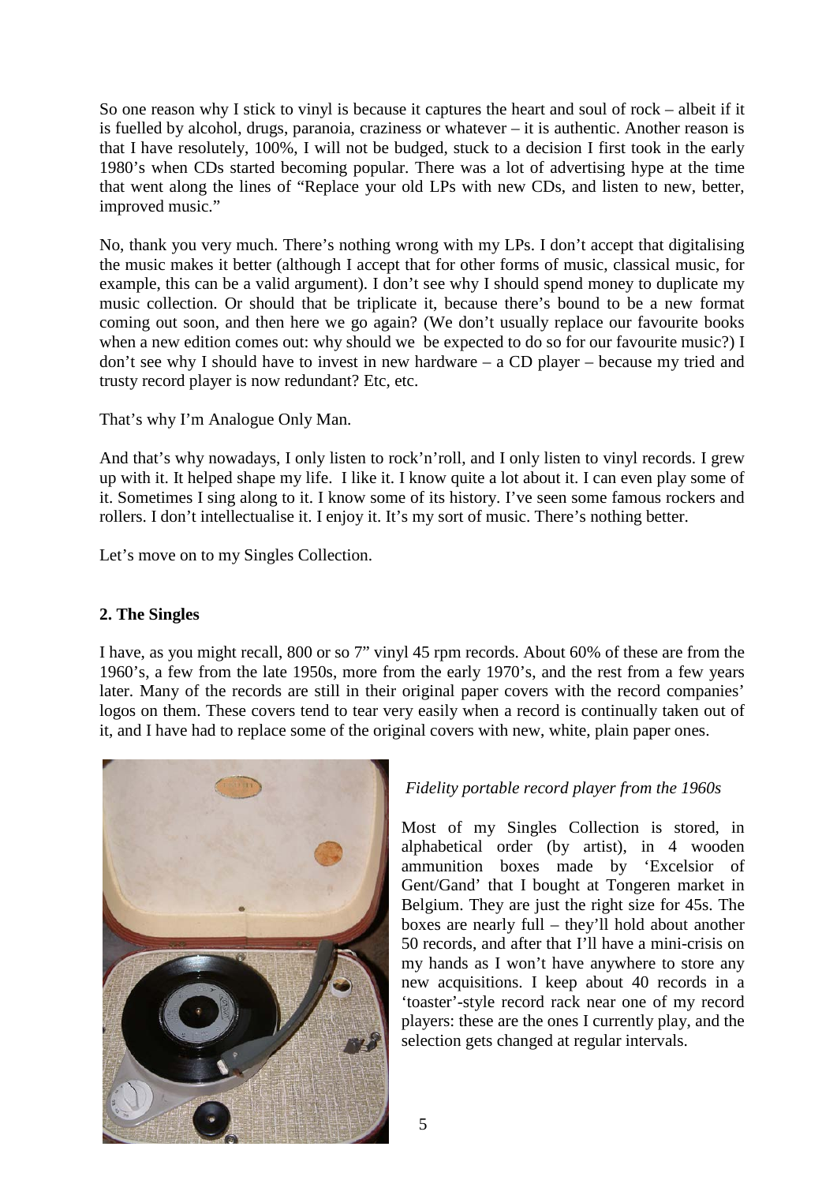So one reason why I stick to vinyl is because it captures the heart and soul of rock – albeit if it is fuelled by alcohol, drugs, paranoia, craziness or whatever – it is authentic. Another reason is that I have resolutely, 100%, I will not be budged, stuck to a decision I first took in the early 1980's when CDs started becoming popular. There was a lot of advertising hype at the time that went along the lines of "Replace your old LPs with new CDs, and listen to new, better, improved music."

No, thank you very much. There's nothing wrong with my LPs. I don't accept that digitalising the music makes it better (although I accept that for other forms of music, classical music, for example, this can be a valid argument). I don't see why I should spend money to duplicate my music collection. Or should that be triplicate it, because there's bound to be a new format coming out soon, and then here we go again? (We don't usually replace our favourite books when a new edition comes out: why should we be expected to do so for our favourite music?) I don't see why I should have to invest in new hardware – a CD player – because my tried and trusty record player is now redundant? Etc, etc.

That's why I'm Analogue Only Man.

And that's why nowadays, I only listen to rock'n'roll, and I only listen to vinyl records. I grew up with it. It helped shape my life. I like it. I know quite a lot about it. I can even play some of it. Sometimes I sing along to it. I know some of its history. I've seen some famous rockers and rollers. I don't intellectualise it. I enjoy it. It's my sort of music. There's nothing better.

Let's move on to my Singles Collection.

## 2. The Singles

I have, as you might recall, 800 or so 7" vinyl 45 rpm records. About 60% of these are from the 1960's, a few from the late 1950s, more from the early 1970's, and the rest from a few years later. Many of the records are still in their original paper covers with the record companies' logos on them. These covers tend to tear very easily when a record is continually taken out of it, and I have had to replace some of the original covers with new, white, plain paper ones.

*Fidelity portable record player from the 1960s*

Most of my Singles Collection is stored, in alphabetical order (by artist), in 4 wooden ammunition boxes made by 'Excelsior of Gent/Gand' that I bought at Tongeren market in Belgium. They are just the right size for 45s. The boxes are nearly full – they'll hold about another 50 records, and after that I'll have a mini-crisis on my hands as I won't have anywhere to store any new acquisitions. I keep about 40 records in a 'toaster'-style record rack near one of my record players: these are the ones I currently play, and the selection gets changed at regular intervals.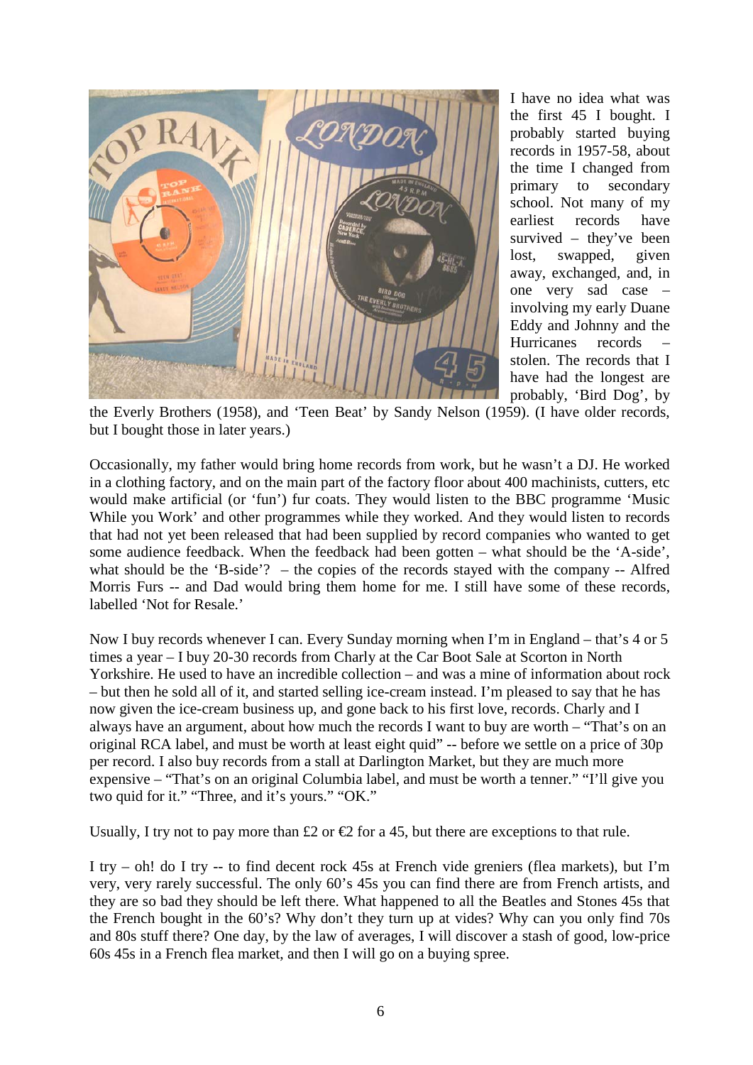I have no idea what was the first 45 I bought. I probably started buying records in 1957-58, about the time I changed from primary to secondary school. Not many of my earliest records have survived – they've been lost, swapped, given away, exchanged, and, in one very sad case – involving my early Duane Eddy and Johnny and the Hurricanes records – stolen. The records that I have had the longest are probably, 'Bird Dog', by the Everly Brothers (1958), and 'Teen Beat' by Sandy Nelson (1959). (I have older records, but I bought those in later years.)

Occasionally, my father would bring home records from work, but he wasn't a DJ. He worked in a clothing factory, and on the main part of the factory floor about 400 machinists, cutters, etc would make artificial (or 'fun') fur coats. They would listen to the BBC programme 'Music While you Work' and other programmes while they worked. And they would listen to records that had not yet been released that had been supplied by record companies who wanted to get some audience feedback. When the feedback had been gotten – what should be the 'A-side', what should be the 'B-side'? – the copies of the records stayed with the company -- Alfred Morris Furs -- and Dad would bring them home for me. I still have some of these records, labelled 'Not for Resale.'

Now I buy records whenever I can. Every Sunday morning when I'm in England – that's 4 or 5 times a year – I buy 20-30 records from Charly at the Car Boot Sale at Scorton in North Yorkshire. He used to have an incredible collection – and was a mine of information about rock – but then he sold all of it, and started selling ice-cream instead. I'm pleased to say that he has now given the ice-cream business up, and gone back to his first love, records. Charly and I always have an argument, about how much the records I want to buy are worth – "That's on an original RCA label, and must be worth at least eight quid" -- before we settle on a price of 30p per record. I also buy records from a stall at Darlington Market, but they are much more expensive – "That's on an original Columbia label, and must be worth a tenner." "I'll give you two quid for it." "Three, and it's yours." "OK."

Usually, I try not to pay more than £2 or €2 for a 45, but there are exceptions to that rule.

I try – oh! do I try -- to find decent rock 45s at French vide greniers (flea markets), but I'm very, very rarely successful. The only 60's 45s you can find there are from French artists, and they are so bad they should be left there. What happened to all the Beatles and Stones 45s that the French bought in the 60's? Why don't they turn up at vides? Why can you only find 70s and 80s stuff there? One day, by the law of averages, I will discover a stash of good, low-price 60s 45s in a French flea market, and then I will go on a buying spree.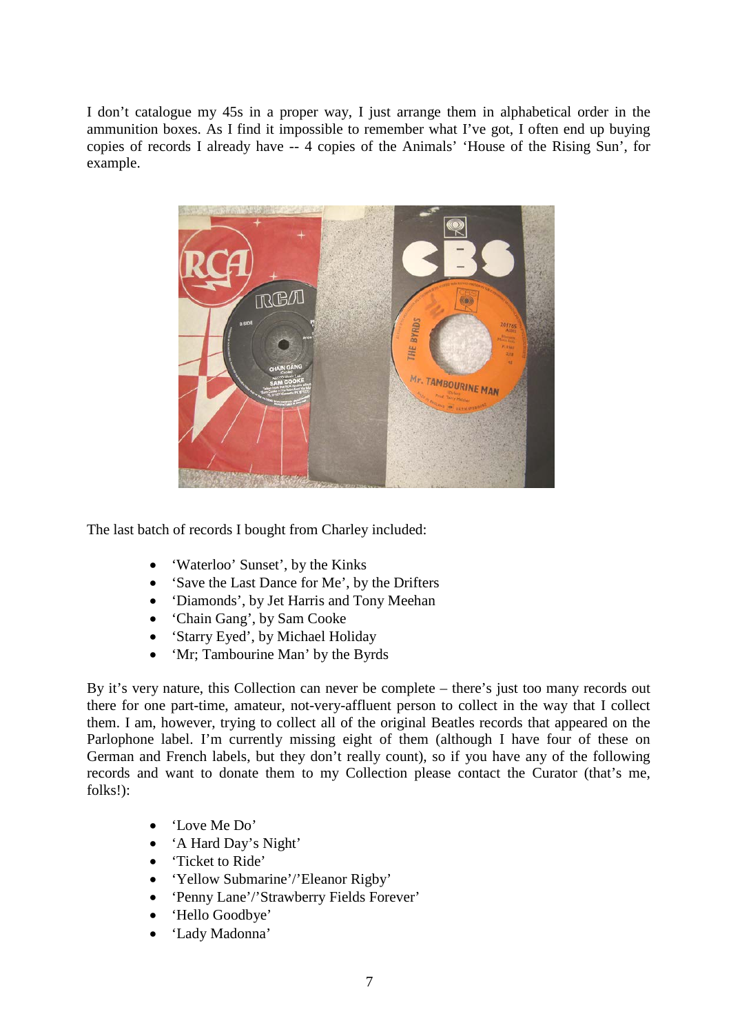I don't catalogue my 45s in a proper way, I just arrange them in alphabetical order in the ammunition boxes. As I find it impossible to remember what I've got, I often end up buying copies of records I already have -- 4 copies of the Animals' 'House of the Rising Sun', for example.

The last batch of records I bought from Charley included:

- 'Waterloo' Sunset', by the Kinks
- 'Save the Last Dance for Me', by the Drifters
- 'Diamonds', by Jet Harris and Tony Meehan
- 'Chain Gang', by Sam Cooke
- 'Starry Eyed', by Michael Holiday
- 'Mr; Tambourine Man' by the Byrds

By it's very nature, this Collection can never be complete – there's just too many records out there for one part-time, amateur, not-very-affluent person to collect in the way that I collect them. I am, however, trying to collect all of the original Beatles records that appeared on the Parlophone label. I'm currently missing eight of them (although I have four of these on German and French labels, but they don't really count), so if you have any of the following records and want to donate them to my Collection please contact the Curator (that's me, folks!):

- 'Love Me Do'
- 'A Hard Day's Night'
- 'Ticket to Ride'
- 'Yellow Submarine'/'Eleanor Rigby'
- 'Penny Lane'/'Strawberry Fields Forever'
- 'Hello Goodbye'
- 'Lady Madonna'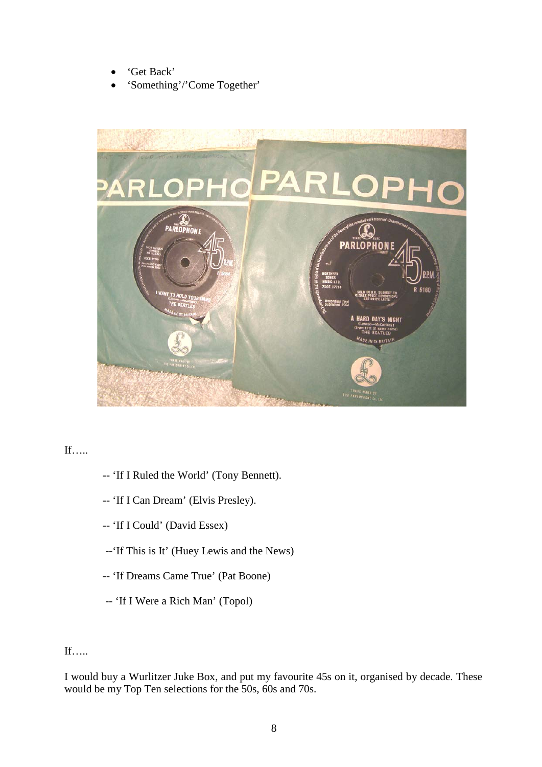- 'Get Back'
- 'Something'/'Come Together'

If…..

-- 'If I Ruled the World' (Tony Bennett).

-- 'If I Can Dream' (Elvis Presley).

-- 'If I Could' (David Essex)

--'If This is It' (Huey Lewis and the News)

-- 'If Dreams Came True' (Pat Boone)

-- 'If I Were a Rich Man' (Topol)

If…..

I would buy a Wurlitzer Juke Box, and put my favourite 45s on it, organised by decade. These would be my Top Ten selections for the 50s, 60s and 70s.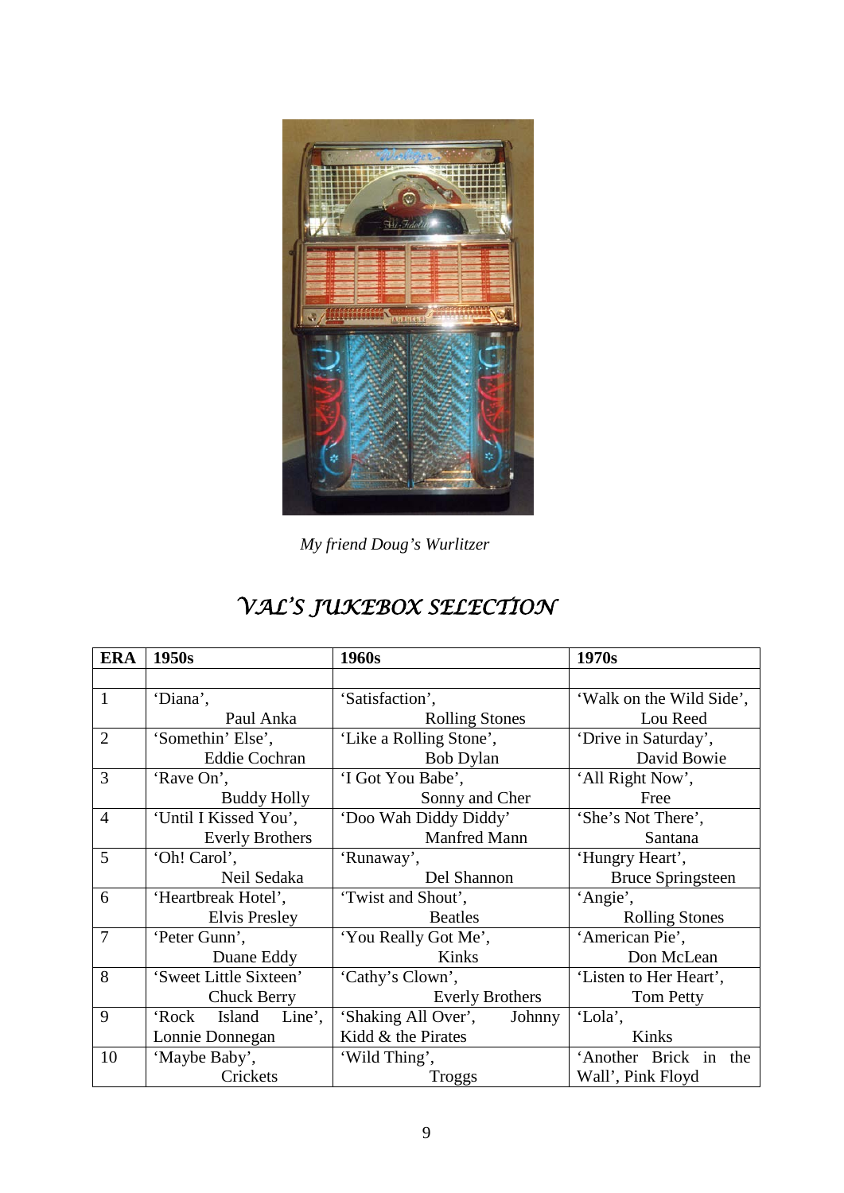*My friend Doug's Wurlitzer*

# VAL'S JUKEBOX SELECTION

| ERA | 1950s | 1960s | 1970s |
|---|---|---|---|
| | | | |
| 1 | 'Diana', Paul Anka | 'Satisfaction', Rolling Stones | 'Walk on the Wild Side', Lou Reed |
| 2 | 'Somethin' Else', Eddie Cochran | 'Like a Rolling Stone', Bob Dylan | 'Drive in Saturday', David Bowie |
| 3 | 'Rave On', Buddy Holly | 'I Got You Babe', Sonny and Cher | 'All Right Now', Free |
| 4 | 'Until I Kissed You', Everly Brothers | 'Doo Wah Diddy Diddy' Manfred Mann | 'She's Not There', Santana |
| 5 | 'Oh! Carol', Neil Sedaka | 'Runaway', Del Shannon | 'Hungry Heart', Bruce Springsteen |
| 6 | 'Heartbreak Hotel', Elvis Presley | 'Twist and Shout', Beatles | 'Angie', Rolling Stones |
| 7 | 'Peter Gunn', Duane Eddy | 'You Really Got Me', Kinks | 'American Pie', Don McLean |
| 8 | 'Sweet Little Sixteen' Chuck Berry | 'Cathy's Clown', Everly Brothers | 'Listen to Her Heart', Tom Petty |
| 9 | 'Rock Island Line', Lonnie Donnegan | 'Shaking All Over', Johnny Kidd & the Pirates | 'Lola', Kinks |
| 10 | 'Maybe Baby', Crickets | 'Wild Thing', Troggs | 'Another Brick in the Wall', Pink Floyd |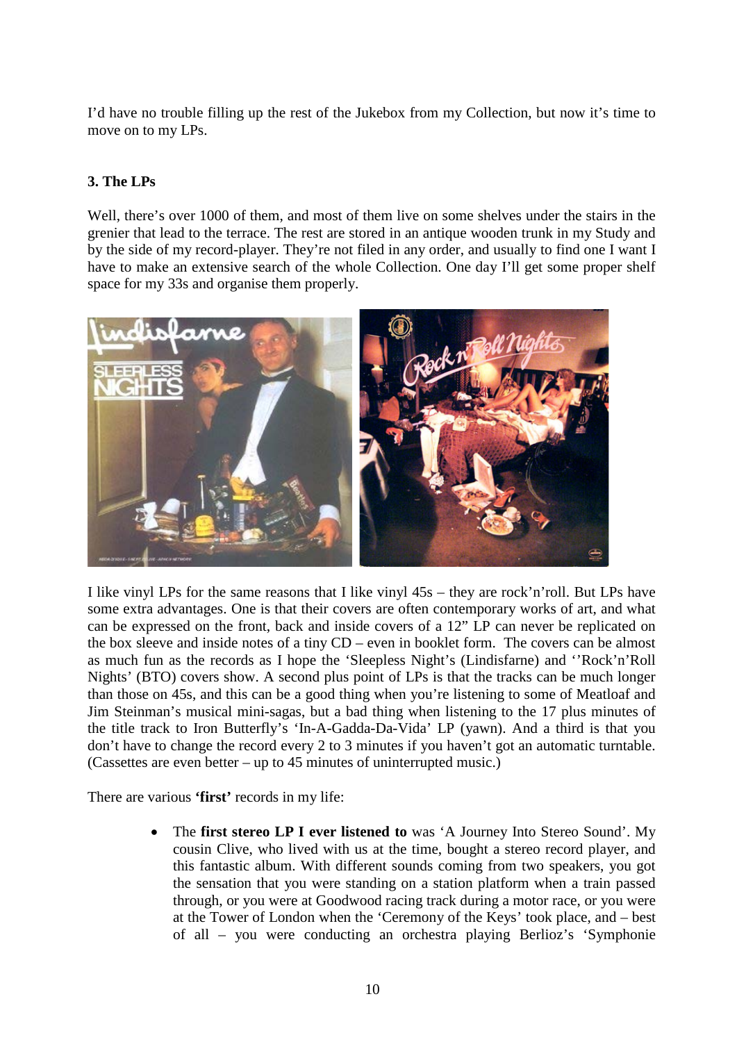I'd have no trouble filling up the rest of the Jukebox from my Collection, but now it's time to move on to my LPs.

### 3. The LPs

Well, there's over 1000 of them, and most of them live on some shelves under the stairs in the grenier that lead to the terrace. The rest are stored in an antique wooden trunk in my Study and by the side of my record-player. They're not filed in any order, and usually to find one I want I have to make an extensive search of the whole Collection. One day I'll get some proper shelf space for my 33s and organise them properly.

I like vinyl LPs for the same reasons that I like vinyl 45s – they are rock'n'roll. But LPs have some extra advantages. One is that their covers are often contemporary works of art, and what can be expressed on the front, back and inside covers of a 12" LP can never be replicated on the box sleeve and inside notes of a tiny CD – even in booklet form. The covers can be almost as much fun as the records as I hope the 'Sleepless Night's (Lindisfarne) and ''Rock'n'Roll Nights' (BTO) covers show. A second plus point of LPs is that the tracks can be much longer than those on 45s, and this can be a good thing when you're listening to some of Meatloaf and Jim Steinman's musical mini-sagas, but a bad thing when listening to the 17 plus minutes of the title track to Iron Butterfly's 'In-A-Gadda-Da-Vida' LP (yawn). And a third is that you don't have to change the record every 2 to 3 minutes if you haven't got an automatic turntable. (Cassettes are even better – up to 45 minutes of uninterrupted music.)

There are various **'first'** records in my life:

- The **first stereo LP I ever listened to** was 'A Journey Into Stereo Sound'. My cousin Clive, who lived with us at the time, bought a stereo record player, and this fantastic album. With different sounds coming from two speakers, you got the sensation that you were standing on a station platform when a train passed through, or you were at Goodwood racing track during a motor race, or you were at the Tower of London when the 'Ceremony of the Keys' took place, and – best of all – you were conducting an orchestra playing Berlioz's 'Symphonie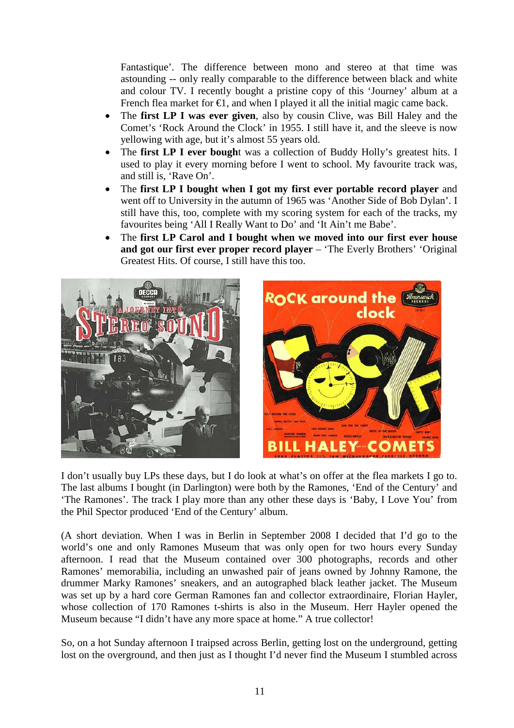Fantastique'. The difference between mono and stereo at that time was astounding -- only really comparable to the difference between black and white and colour TV. I recently bought a pristine copy of this 'Journey' album at a French flea market for €1, and when I played it all the initial magic came back.

- The **first LP I was ever given**, also by cousin Clive, was Bill Haley and the Comet's 'Rock Around the Clock' in 1955. I still have it, and the sleeve is now yellowing with age, but it's almost 55 years old.
- The **first LP I ever bough**t was a collection of Buddy Holly's greatest hits. I used to play it every morning before I went to school. My favourite track was, and still is, 'Rave On'.
- The **first LP I bought when I got my first ever portable record player** and went off to University in the autumn of 1965 was 'Another Side of Bob Dylan'. I still have this, too, complete with my scoring system for each of the tracks, my favourites being 'All I Really Want to Do' and 'It Ain't me Babe'.
- The **first LP Carol and I bought when we moved into our first ever house and got our first ever proper record player** – 'The Everly Brothers' 'Original Greatest Hits. Of course, I still have this too.

I don't usually buy LPs these days, but I do look at what's on offer at the flea markets I go to. The last albums I bought (in Darlington) were both by the Ramones, 'End of the Century' and 'The Ramones'. The track I play more than any other these days is 'Baby, I Love You' from the Phil Spector produced 'End of the Century' album.

(A short deviation. When I was in Berlin in September 2008 I decided that I'd go to the world's one and only Ramones Museum that was only open for two hours every Sunday afternoon. I read that the Museum contained over 300 photographs, records and other Ramones' memorabilia, including an unwashed pair of jeans owned by Johnny Ramone, the drummer Marky Ramones' sneakers, and an autographed black leather jacket. The Museum was set up by a hard core German Ramones fan and collector extraordinaire, Florian Hayler, whose collection of 170 Ramones t-shirts is also in the Museum. Herr Hayler opened the Museum because "I didn't have any more space at home." A true collector!

So, on a hot Sunday afternoon I traipsed across Berlin, getting lost on the underground, getting lost on the overground, and then just as I thought I'd never find the Museum I stumbled across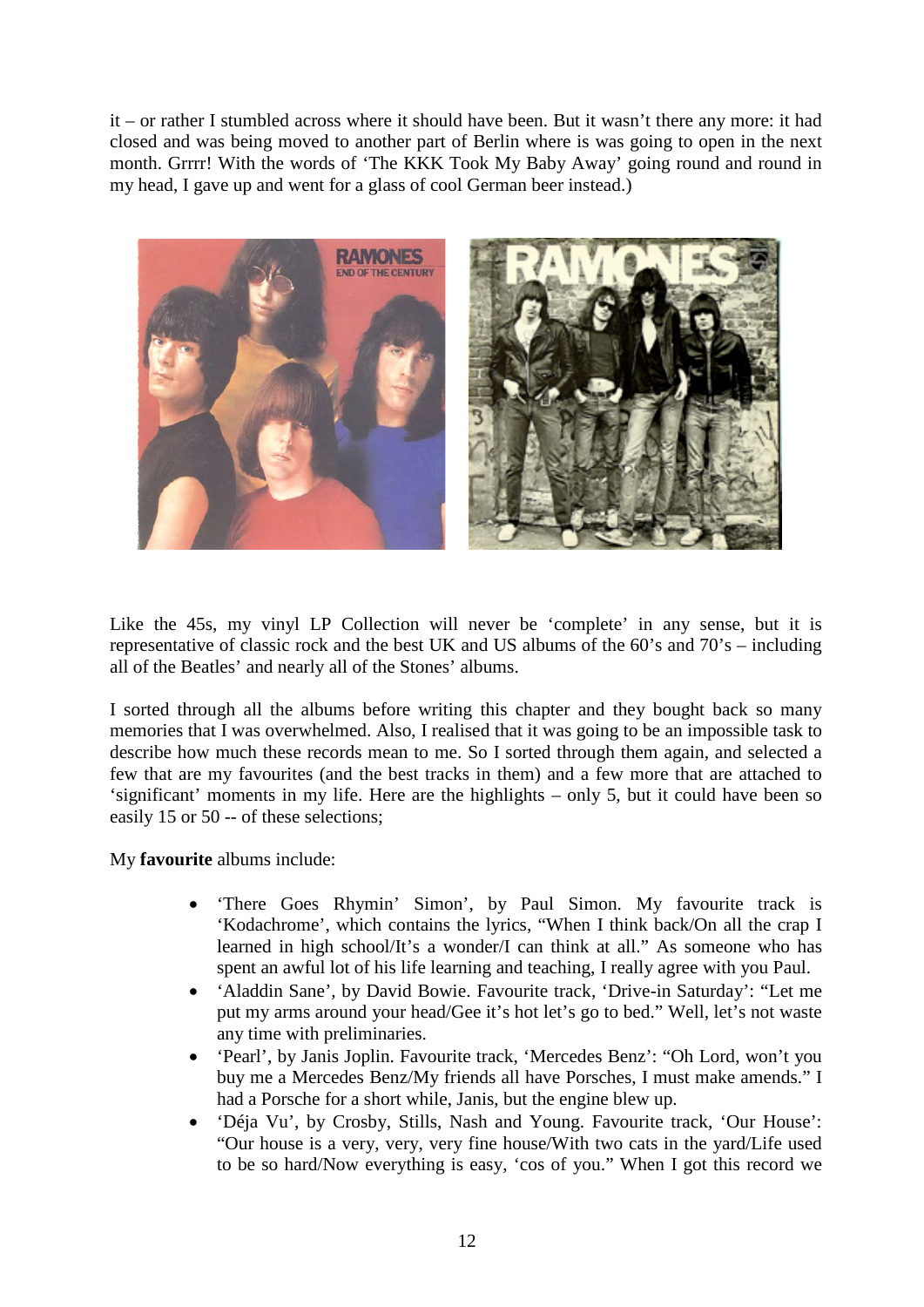it – or rather I stumbled across where it should have been. But it wasn't there any more: it had closed and was being moved to another part of Berlin where is was going to open in the next month. Grrrr! With the words of 'The KKK Took My Baby Away' going round and round in my head, I gave up and went for a glass of cool German beer instead.)

Like the 45s, my vinyl LP Collection will never be 'complete' in any sense, but it is representative of classic rock and the best UK and US albums of the 60's and 70's – including all of the Beatles' and nearly all of the Stones' albums.

I sorted through all the albums before writing this chapter and they bought back so many memories that I was overwhelmed. Also, I realised that it was going to be an impossible task to describe how much these records mean to me. So I sorted through them again, and selected a few that are my favourites (and the best tracks in them) and a few more that are attached to 'significant' moments in my life. Here are the highlights – only 5, but it could have been so easily 15 or 50 -- of these selections;

My **favourite** albums include:

- 'There Goes Rhymin' Simon', by Paul Simon. My favourite track is 'Kodachrome', which contains the lyrics, "When I think back/On all the crap I learned in high school/It's a wonder/I can think at all." As someone who has spent an awful lot of his life learning and teaching, I really agree with you Paul.
- 'Aladdin Sane', by David Bowie. Favourite track, 'Drive-in Saturday': "Let me put my arms around your head/Gee it's hot let's go to bed." Well, let's not waste any time with preliminaries.
- 'Pearl', by Janis Joplin. Favourite track, 'Mercedes Benz': "Oh Lord, won't you buy me a Mercedes Benz/My friends all have Porsches, I must make amends." I had a Porsche for a short while, Janis, but the engine blew up.
- 'Déja Vu', by Crosby, Stills, Nash and Young. Favourite track, 'Our House': "Our house is a very, very, very fine house/With two cats in the yard/Life used to be so hard/Now everything is easy, 'cos of you." When I got this record we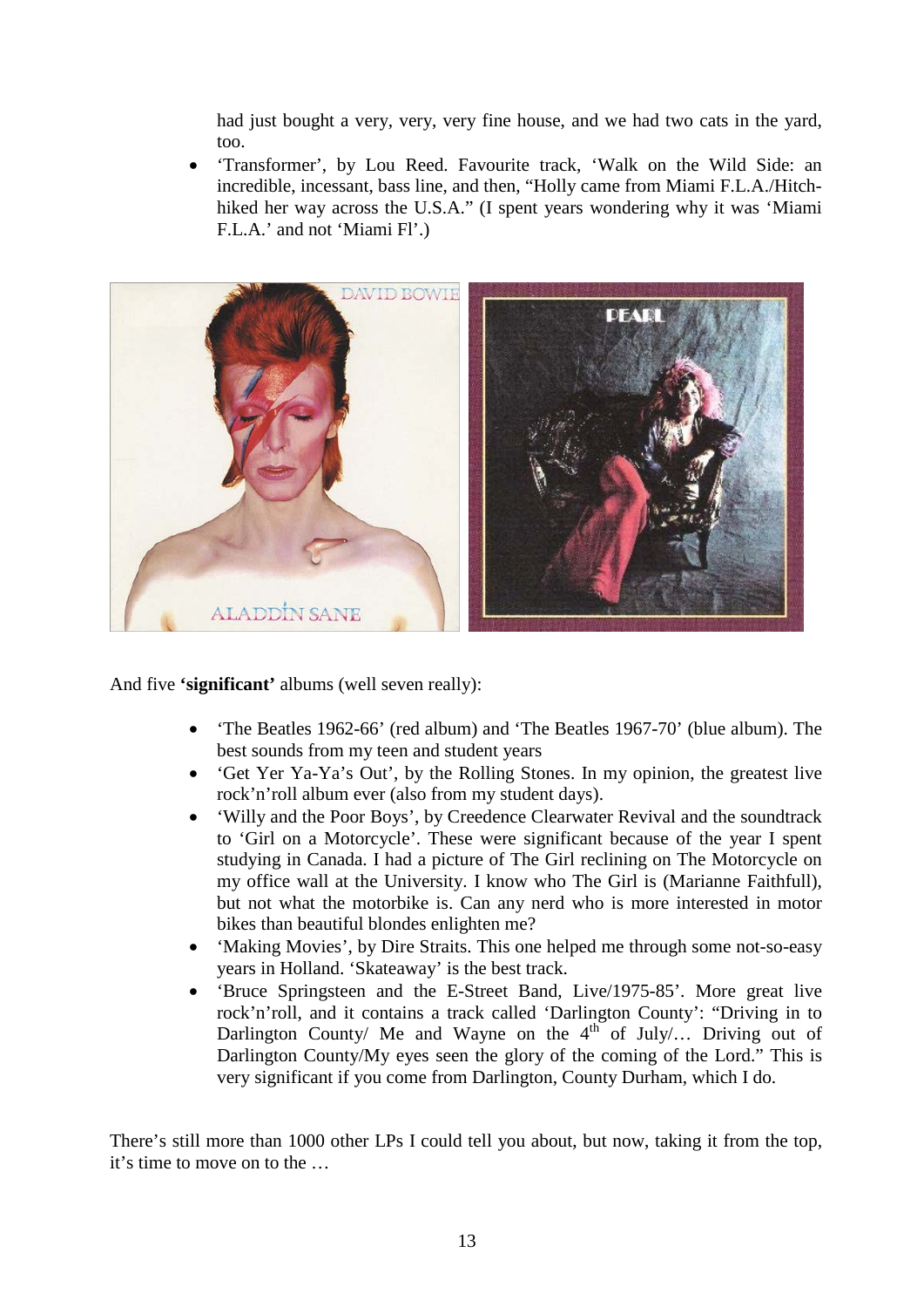had just bought a very, very, very fine house, and we had two cats in the yard, too.

- 'Transformer', by Lou Reed. Favourite track, 'Walk on the Wild Side: an incredible, incessant, bass line, and then, "Holly came from Miami F.L.A./Hitch-hiked her way across the U.S.A." (I spent years wondering why it was 'Miami F.L.A.' and not 'Miami Fl'.)

And five **'significant'** albums (well seven really):

- 'The Beatles 1962-66' (red album) and 'The Beatles 1967-70' (blue album). The best sounds from my teen and student years
- 'Get Yer Ya-Ya's Out', by the Rolling Stones. In my opinion, the greatest live rock'n'roll album ever (also from my student days).
- 'Willy and the Poor Boys', by Creedence Clearwater Revival and the soundtrack to 'Girl on a Motorcycle'. These were significant because of the year I spent studying in Canada. I had a picture of The Girl reclining on The Motorcycle on my office wall at the University. I know who The Girl is (Marianne Faithfull), but not what the motorbike is. Can any nerd who is more interested in motor bikes than beautiful blondes enlighten me?
- 'Making Movies', by Dire Straits. This one helped me through some not-so-easy years in Holland. 'Skateaway' is the best track.
- 'Bruce Springsteen and the E-Street Band, Live/1975-85'. More great live rock'n'roll, and it contains a track called 'Darlington County': "Driving in to Darlington County/ Me and Wayne on the 4th of July/… Driving out of Darlington County/My eyes seen the glory of the coming of the Lord." This is very significant if you come from Darlington, County Durham, which I do.

There's still more than 1000 other LPs I could tell you about, but now, taking it from the top, it's time to move on to the …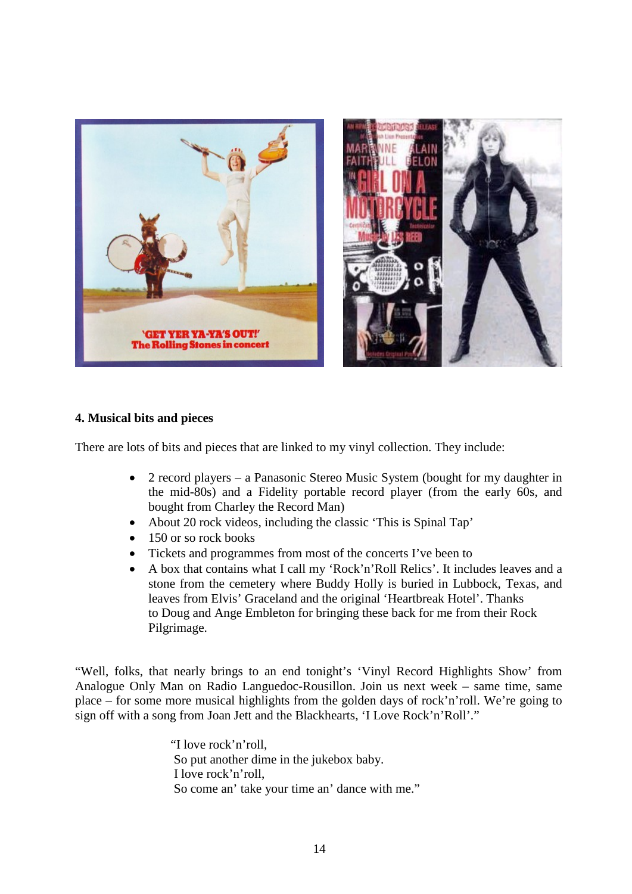## 4. Musical bits and pieces

There are lots of bits and pieces that are linked to my vinyl collection. They include:

- 2 record players – a Panasonic Stereo Music System (bought for my daughter in the mid-80s) and a Fidelity portable record player (from the early 60s, and bought from Charley the Record Man)
- About 20 rock videos, including the classic 'This is Spinal Tap'
- 150 or so rock books
- Tickets and programmes from most of the concerts I've been to
- A box that contains what I call my 'Rock'n'Roll Relics'. It includes leaves and a stone from the cemetery where Buddy Holly is buried in Lubbock, Texas, and leaves from Elvis' Graceland and the original 'Heartbreak Hotel'. Thanks to Doug and Ange Embleton for bringing these back for me from their Rock Pilgrimage.

"Well, folks, that nearly brings to an end tonight's 'Vinyl Record Highlights Show' from Analogue Only Man on Radio Languedoc-Rousillon. Join us next week – same time, same place – for some more musical highlights from the golden days of rock'n'roll. We're going to sign off with a song from Joan Jett and the Blackhearts, 'I Love Rock'n'Roll'."

> "I love rock'n'roll,
> So put another dime in the jukebox baby.
> I love rock'n'roll,
> So come an' take your time an' dance with me."